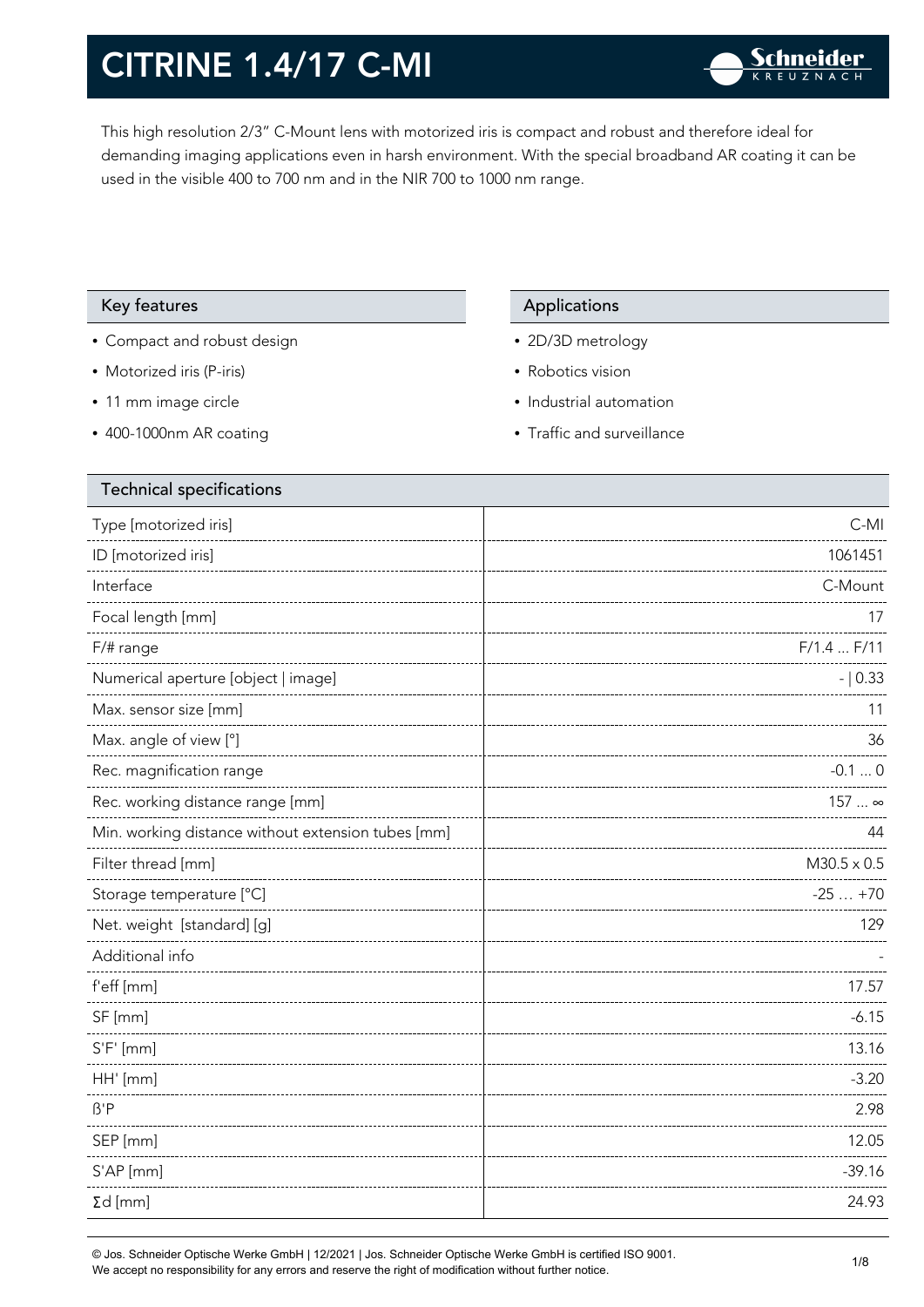# CITRINE 1.4/17 C-MI

This high resolution 2/3" C-Mount lens with motorized iris is compact and robust and therefore ideal for demanding imaging applications even in harsh environment. With the special broadband AR coating it can be used in the visible 400 to 700 nm and in the NIR 700 to 1000 nm range.

## Key features

- Compact and robust design
- Motorized iris (P-iris)
- 11 mm image circle
- 400-1000nm AR coating

## Applications

- 2D/3D metrology
- Robotics vision
- Industrial automation
- Traffic and surveillance

## Technical specifications

| Technical specifications | |
|---|---|
| Type [motorized iris] | C-MI |
| ID [motorized iris] | 1061451 |
| Interface | C-Mount |
| Focal length [mm] | 17 |
| F/# range | F/1.4 ... F/11 |
| Numerical aperture [object \| image] | - \| 0.33 |
| Max. sensor size [mm] | 11 |
| Max. angle of view [°] | 36 |
| Rec. magnification range | -0.1 ... 0 |
| Rec. working distance range [mm] | 157 ... ∞ |
| Min. working distance without extension tubes [mm] | 44 |
| Filter thread [mm] | M30.5 x 0.5 |
| Storage temperature [°C] | -25 … +70 |
| Net. weight [standard] [g] | 129 |
| Additional info | - |
| f'eff [mm] | 17.57 |
| SF [mm] | -6.15 |
| S'F' [mm] | 13.16 |
| HH' [mm] | -3.20 |
| ß'P | 2.98 |
| SEP [mm] | 12.05 |
| S'AP [mm] | -39.16 |
| Σd [mm] | 24.93 |

© Jos. Schneider Optische Werke GmbH | 12/2021 | Jos. Schneider Optische Werke GmbH is certified ISO 9001.
We accept no responsibility for any errors and reserve the right of modification without further notice.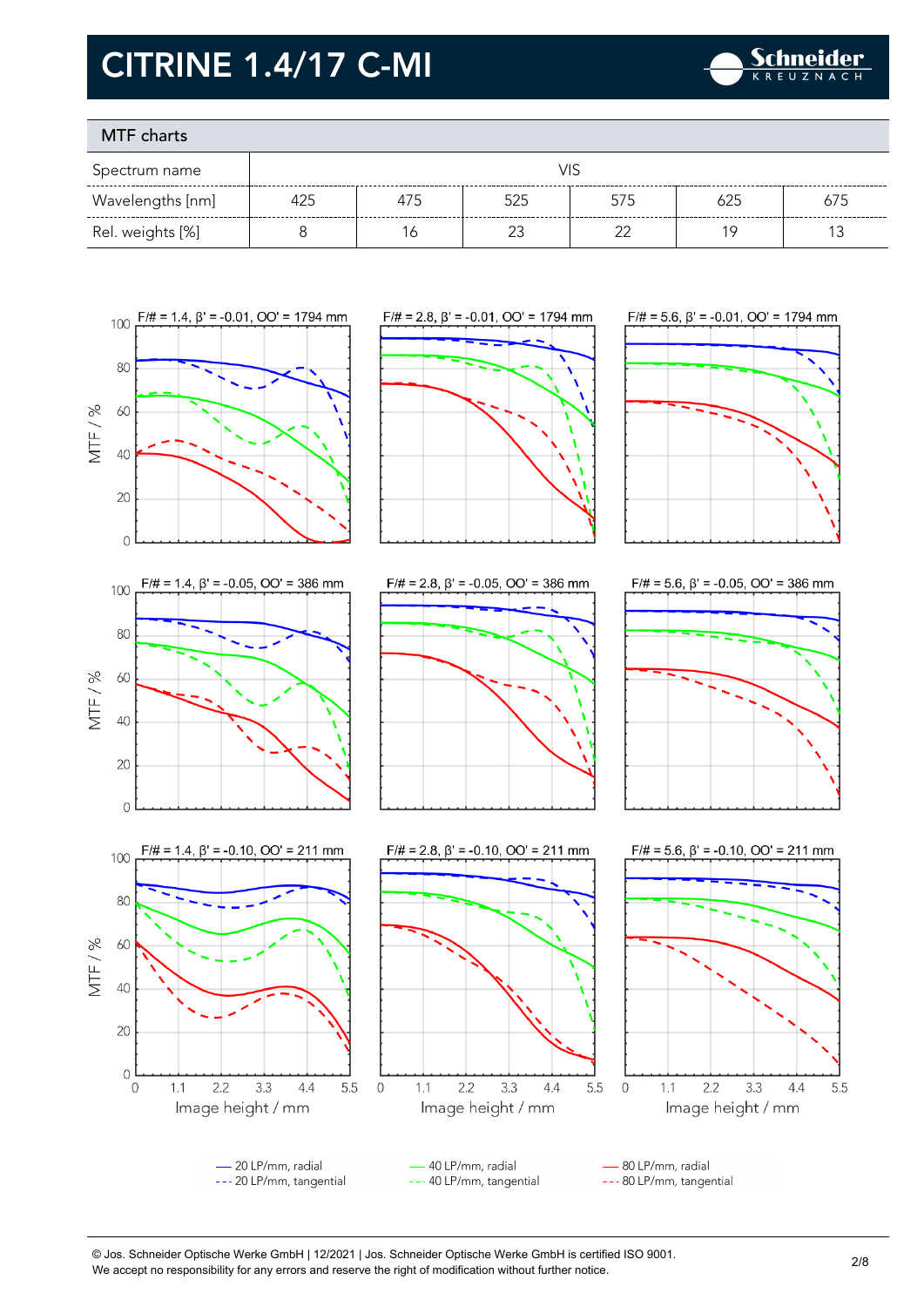# CITRINE 1.4/17 C-MI

## MTF charts

| Spectrum name | VIS | | | | | |
|---|---|---|---|---|---|---|
| Wavelengths [nm] | 425 | 475 | 525 | 575 | 625 | 675 |
| Rel. weights [%] | 8 | 16 | 23 | 22 | 19 | 13 |

F/# = 1.4, β' = -0.01, OO' = 1794 mm

F/# = 2.8, β' = -0.01, OO' = 1794 mm

F/# = 5.6, β' = -0.01, OO' = 1794 mm

F/# = 1.4, β' = -0.05, OO' = 386 mm

F/# = 2.8, β' = -0.05, OO' = 386 mm

F/# = 5.6, β' = -0.05, OO' = 386 mm

F/# = 1.4, β' = -0.10, OO' = 211 mm

F/# = 2.8, β' = -0.10, OO' = 211 mm

F/# = 5.6, β' = -0.10, OO' = 211 mm

MTF / %

Image height / mm

- 20 LP/mm, radial
- 20 LP/mm, tangential
- 40 LP/mm, radial
- 40 LP/mm, tangential
- 80 LP/mm, radial
- 80 LP/mm, tangential

© Jos. Schneider Optische Werke GmbH | 12/2021 | Jos. Schneider Optische Werke GmbH is certified ISO 9001.
We accept no responsibility for any errors and reserve the right of modification without further notice.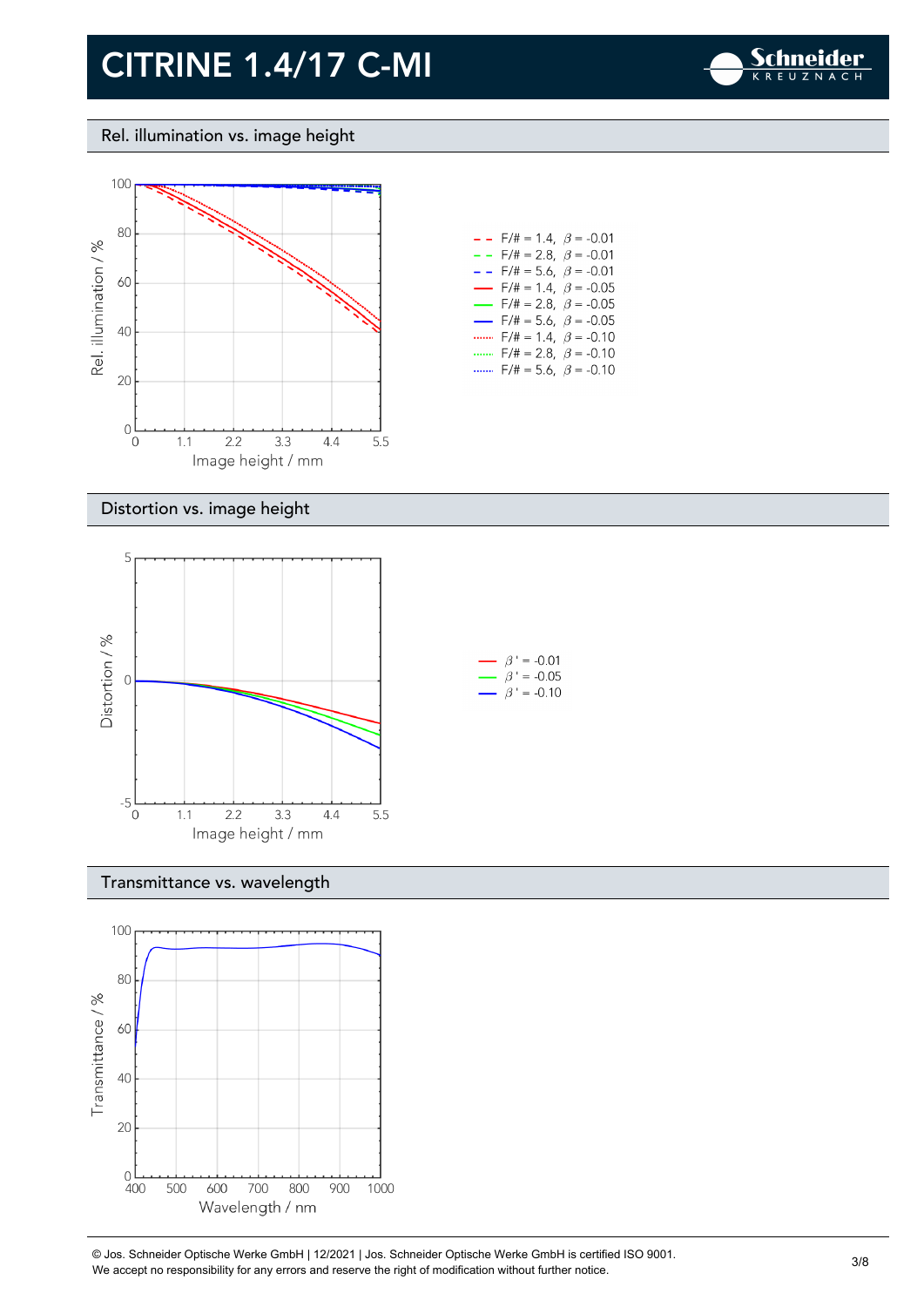# CITRINE 1.4/17 C-MI

## Rel. illumination vs. image height

Rel. illumination / %

Image height / mm

- F/# = 1.4, $\beta$ = -0.01
- F/# = 2.8, $\beta$ = -0.01
- F/# = 5.6, $\beta$ = -0.01
- F/# = 1.4, $\beta$ = -0.05
- F/# = 2.8, $\beta$ = -0.05
- F/# = 5.6, $\beta$ = -0.05
- F/# = 1.4, $\beta$ = -0.10
- F/# = 2.8, $\beta$ = -0.10
- F/# = 5.6, $\beta$ = -0.10

## Distortion vs. image height

Distortion / %

Image height / mm

- $\beta'$ = -0.01
- $\beta'$ = -0.05
- $\beta'$ = -0.10

## Transmittance vs. wavelength

Transmittance / %

Wavelength / nm

© Jos. Schneider Optische Werke GmbH | 12/2021 | Jos. Schneider Optische Werke GmbH is certified ISO 9001.
We accept no responsibility for any errors and reserve the right of modification without further notice.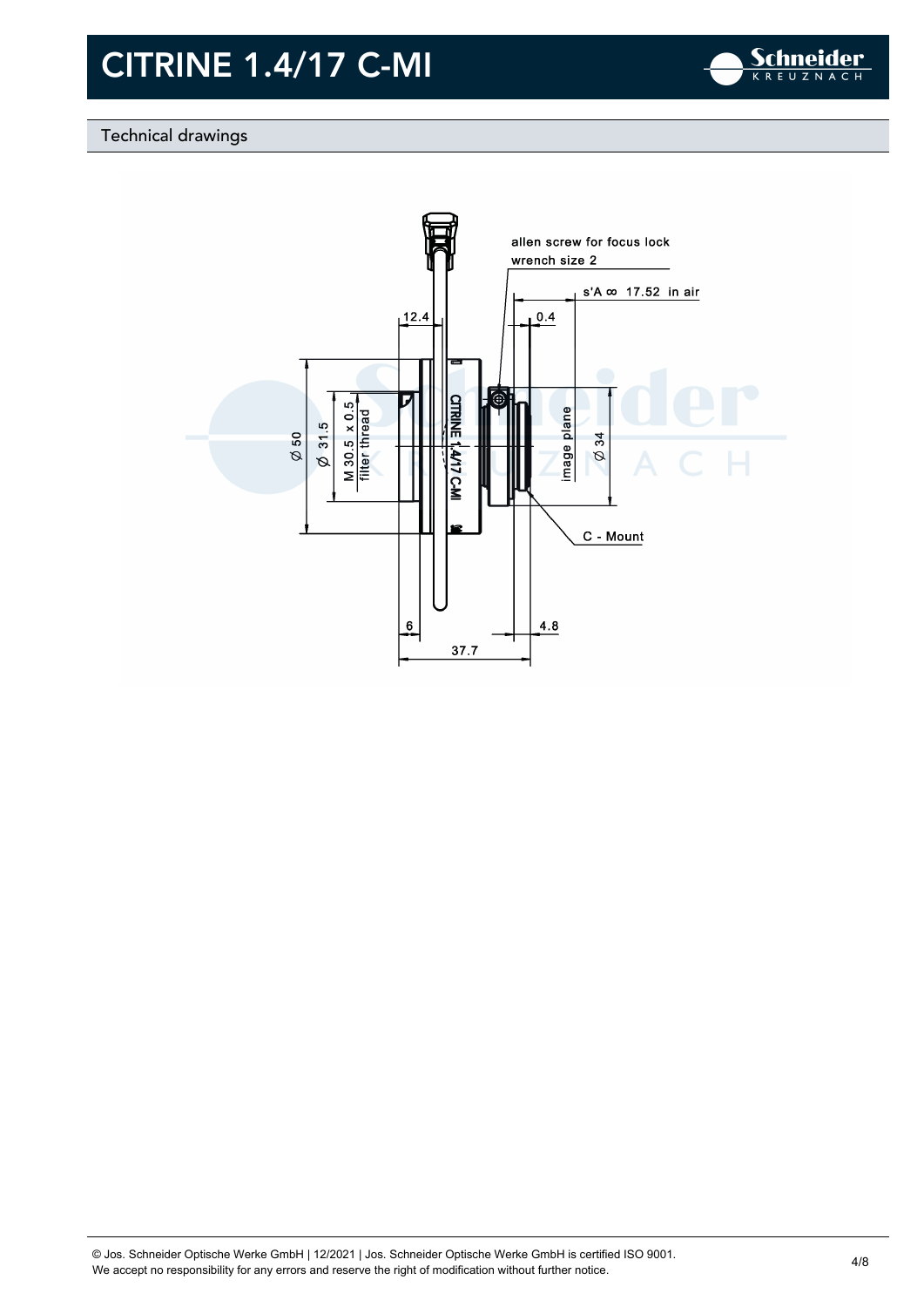# CITRINE 1.4/17 C-MI

## Technical drawings

allen screw for focus lock
wrench size 2

s'A ∞ 17.52 in air

12.4

0.4

⌀ 50

⌀ 31.5

M 30.5 x 0.5
filter thread

CITRINE 1.4/17 C-MI

image plane

⌀ 34

C - Mount

6

4.8

37.7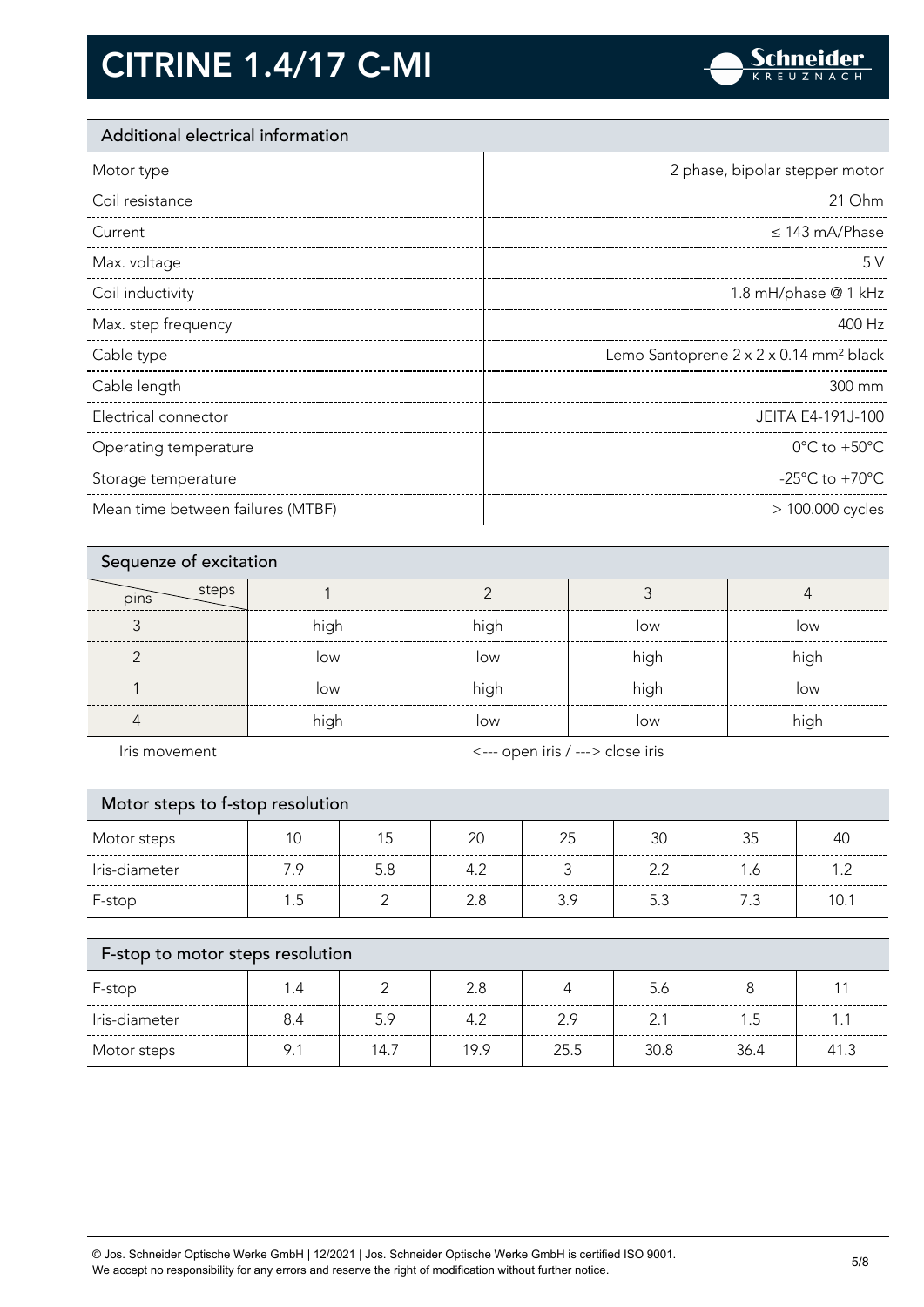# CITRINE 1.4/17 C-MI

## Additional electrical information

| | |
|---|---|
| Motor type | 2 phase, bipolar stepper motor |
| Coil resistance | 21 Ohm |
| Current | ≤ 143 mA/Phase |
| Max. voltage | 5 V |
| Coil inductivity | 1.8 mH/phase @ 1 kHz |
| Max. step frequency | 400 Hz |
| Cable type | Lemo Santoprene 2 x 2 x 0.14 mm² black |
| Cable length | 300 mm |
| Electrical connector | JEITA E4-191J-100 |
| Operating temperature | 0°C to +50°C |
| Storage temperature | -25°C to +70°C |
| Mean time between failures (MTBF) | > 100.000 cycles |

## Sequenze of excitation

| pins \ steps | 1 | 2 | 3 | 4 |
|---|---|---|---|---|
| 3 | high | high | low | low |
| 2 | low | low | high | high |
| 1 | low | high | high | low |
| 4 | high | low | low | high |
| Iris movement | <--- open iris / ---> close iris | | | |

## Motor steps to f-stop resolution

| Motor steps | 10 | 15 | 20 | 25 | 30 | 35 | 40 |
|---|---|---|---|---|---|---|---|
| Iris-diameter | 7.9 | 5.8 | 4.2 | 3 | 2.2 | 1.6 | 1.2 |
| F-stop | 1.5 | 2 | 2.8 | 3.9 | 5.3 | 7.3 | 10.1 |

## F-stop to motor steps resolution

| F-stop | 1.4 | 2 | 2.8 | 4 | 5.6 | 8 | 11 |
|---|---|---|---|---|---|---|---|
| Iris-diameter | 8.4 | 5.9 | 4.2 | 2.9 | 2.1 | 1.5 | 1.1 |
| Motor steps | 9.1 | 14.7 | 19.9 | 25.5 | 30.8 | 36.4 | 41.3 |

© Jos. Schneider Optische Werke GmbH | 12/2021 | Jos. Schneider Optische Werke GmbH is certified ISO 9001.
We accept no responsibility for any errors and reserve the right of modification without further notice.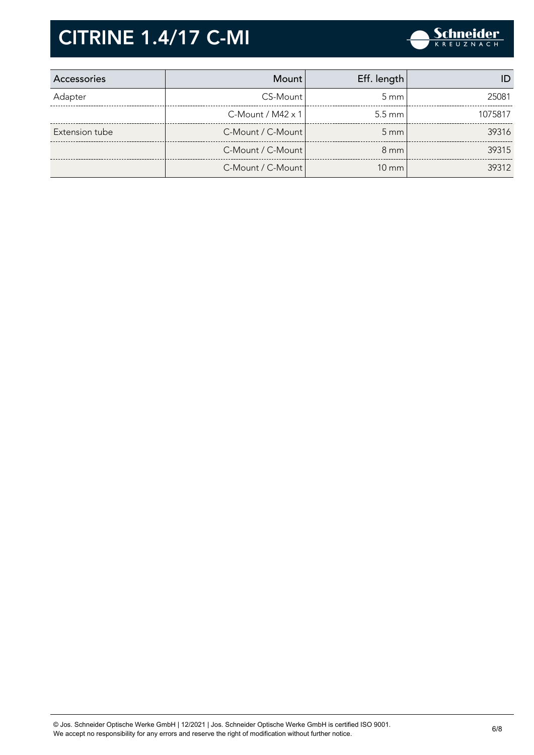# CITRINE 1.4/17 C-MI

| Accessories | Mount | Eff. length | ID |
|---|---|---|---|
| Adapter | CS-Mount | 5 mm | 25081 |
| | C-Mount / M42 x 1 | 5.5 mm | 1075817 |
| Extension tube | C-Mount / C-Mount | 5 mm | 39316 |
| | C-Mount / C-Mount | 8 mm | 39315 |
| | C-Mount / C-Mount | 10 mm | 39312 |

© Jos. Schneider Optische Werke GmbH | 12/2021 | Jos. Schneider Optische Werke GmbH is certified ISO 9001.
We accept no responsibility for any errors and reserve the right of modification without further notice.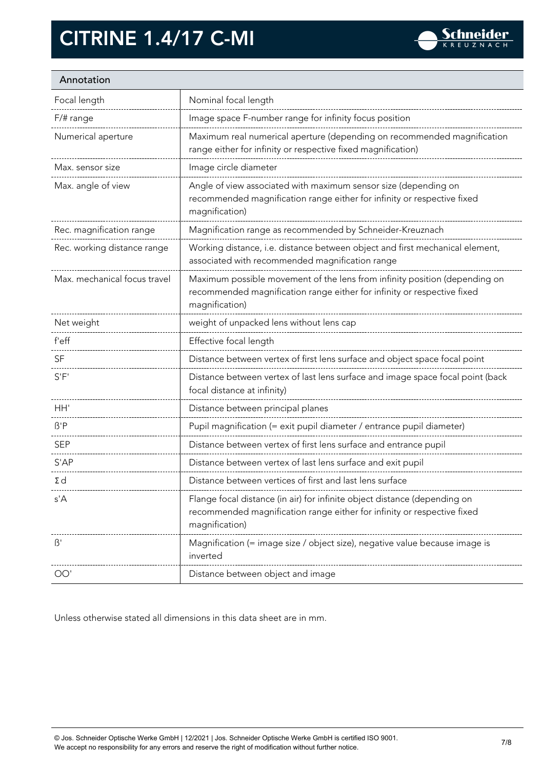# CITRINE 1.4/17 C-MI

| Annotation | |
|---|---|
| Focal length | Nominal focal length |
| F/# range | Image space F-number range for infinity focus position |
| Numerical aperture | Maximum real numerical aperture (depending on recommended magnification range either for infinity or respective fixed magnification) |
| Max. sensor size | Image circle diameter |
| Max. angle of view | Angle of view associated with maximum sensor size (depending on recommended magnification range either for infinity or respective fixed magnification) |
| Rec. magnification range | Magnification range as recommended by Schneider-Kreuznach |
| Rec. working distance range | Working distance, i.e. distance between object and first mechanical element, associated with recommended magnification range |
| Max. mechanical focus travel | Maximum possible movement of the lens from infinity position (depending on recommended magnification range either for infinity or respective fixed magnification) |
| Net weight | weight of unpacked lens without lens cap |
| f'eff | Effective focal length |
| SF | Distance between vertex of first lens surface and object space focal point |
| S'F' | Distance between vertex of last lens surface and image space focal point (back focal distance at infinity) |
| HH' | Distance between principal planes |
| ß'P | Pupil magnification (= exit pupil diameter / entrance pupil diameter) |
| SEP | Distance between vertex of first lens surface and entrance pupil |
| S'AP | Distance between vertex of last lens surface and exit pupil |
| Σ d | Distance between vertices of first and last lens surface |
| s'A | Flange focal distance (in air) for infinite object distance (depending on recommended magnification range either for infinity or respective fixed magnification) |
| ß' | Magnification (= image size / object size), negative value because image is inverted |
| OO' | Distance between object and image |

Unless otherwise stated all dimensions in this data sheet are in mm.

© Jos. Schneider Optische Werke GmbH | 12/2021 | Jos. Schneider Optische Werke GmbH is certified ISO 9001.
We accept no responsibility for any errors and reserve the right of modification without further notice.